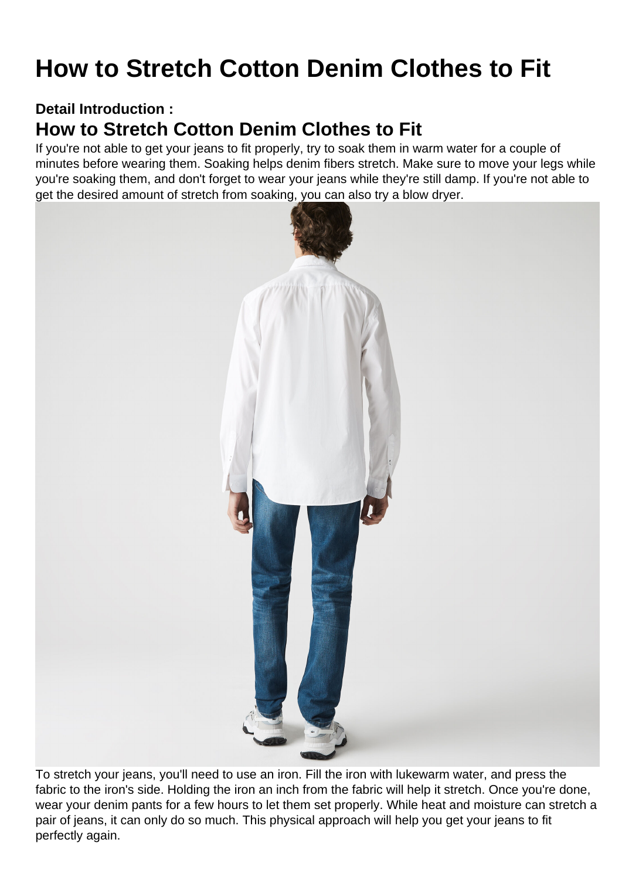# How to Stretch Cotton Denim Clothes to Fit

**Detail Introduction :**

## How to Stretch Cotton Denim Clothes to Fit

If you're not able to get your jeans to fit properly, try to soak them in warm water for a couple of minutes before wearing them. Soaking helps denim fibers stretch. Make sure to move your legs while you're soaking them, and don't forget to wear your jeans while they're still damp. If you're not able to get the desired amount of stretch from soaking, you can also try a blow dryer.

To stretch your jeans, you'll need to use an iron. Fill the iron with lukewarm water, and press the fabric to the iron's side. Holding the iron an inch from the fabric will help it stretch. Once you're done, wear your denim pants for a few hours to let them set properly. While heat and moisture can stretch a pair of jeans, it can only do so much. This physical approach will help you get your jeans to fit perfectly again.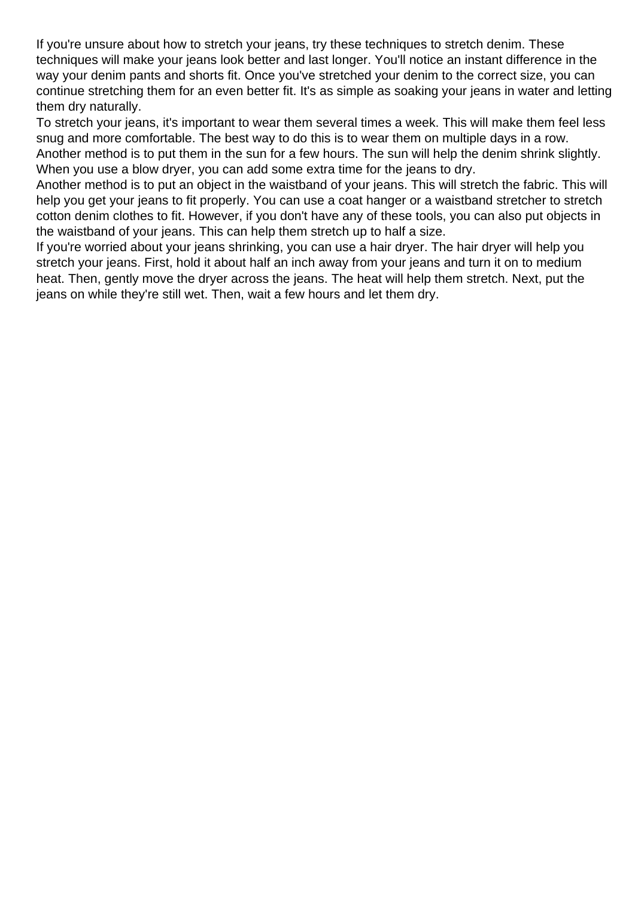If you're unsure about how to stretch your jeans, try these techniques to stretch denim. These techniques will make your jeans look better and last longer. You'll notice an instant difference in the way your denim pants and shorts fit. Once you've stretched your denim to the correct size, you can continue stretching them for an even better fit. It's as simple as soaking your jeans in water and letting them dry naturally.

To stretch your jeans, it's important to wear them several times a week. This will make them feel less snug and more comfortable. The best way to do this is to wear them on multiple days in a row.

Another method is to put them in the sun for a few hours. The sun will help the denim shrink slightly. When you use a blow dryer, you can add some extra time for the jeans to dry.

Another method is to put an object in the waistband of your jeans. This will stretch the fabric. This will help you get your jeans to fit properly. You can use a coat hanger or a waistband stretcher to stretch cotton denim clothes to fit. However, if you don't have any of these tools, you can also put objects in the waistband of your jeans. This can help them stretch up to half a size.

If you're worried about your jeans shrinking, you can use a hair dryer. The hair dryer will help you stretch your jeans. First, hold it about half an inch away from your jeans and turn it on to medium heat. Then, gently move the dryer across the jeans. The heat will help them stretch. Next, put the jeans on while they're still wet. Then, wait a few hours and let them dry.